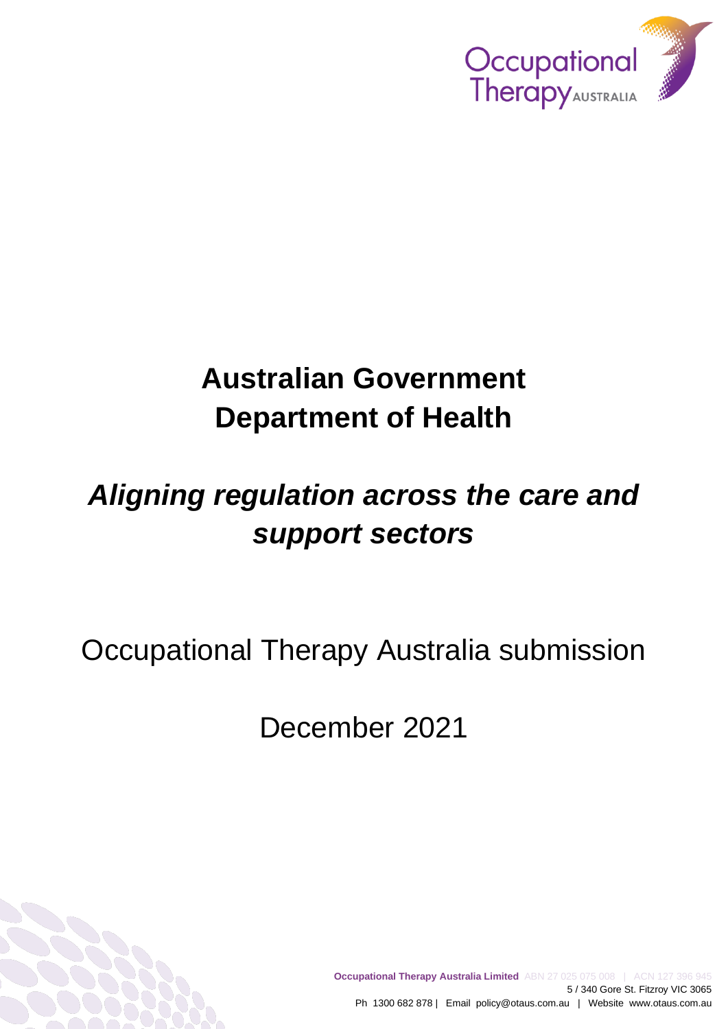Occupational Therapy AUSTRALIA

# Australian Government Department of Health

## *Aligning regulation across the care and support sectors*

Occupational Therapy Australia submission

December 2021

**Occupational Therapy Australia Limited** ABN 27 025 075 008 | ACN 127 396 945
5 / 340 Gore St. Fitzroy VIC 3065
Ph 1300 682 878 | Email policy@otaus.com.au | Website www.otaus.com.au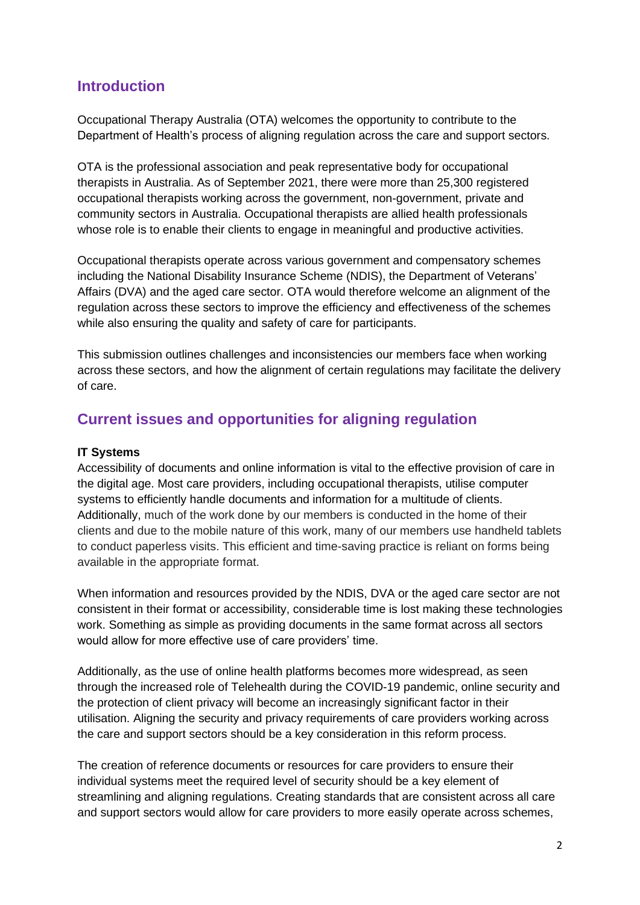## Introduction

Occupational Therapy Australia (OTA) welcomes the opportunity to contribute to the Department of Health's process of aligning regulation across the care and support sectors.

OTA is the professional association and peak representative body for occupational therapists in Australia. As of September 2021, there were more than 25,300 registered occupational therapists working across the government, non-government, private and community sectors in Australia. Occupational therapists are allied health professionals whose role is to enable their clients to engage in meaningful and productive activities.

Occupational therapists operate across various government and compensatory schemes including the National Disability Insurance Scheme (NDIS), the Department of Veterans' Affairs (DVA) and the aged care sector. OTA would therefore welcome an alignment of the regulation across these sectors to improve the efficiency and effectiveness of the schemes while also ensuring the quality and safety of care for participants.

This submission outlines challenges and inconsistencies our members face when working across these sectors, and how the alignment of certain regulations may facilitate the delivery of care.

## Current issues and opportunities for aligning regulation

**IT Systems**

Accessibility of documents and online information is vital to the effective provision of care in the digital age. Most care providers, including occupational therapists, utilise computer systems to efficiently handle documents and information for a multitude of clients. Additionally, much of the work done by our members is conducted in the home of their clients and due to the mobile nature of this work, many of our members use handheld tablets to conduct paperless visits. This efficient and time-saving practice is reliant on forms being available in the appropriate format.

When information and resources provided by the NDIS, DVA or the aged care sector are not consistent in their format or accessibility, considerable time is lost making these technologies work. Something as simple as providing documents in the same format across all sectors would allow for more effective use of care providers' time.

Additionally, as the use of online health platforms becomes more widespread, as seen through the increased role of Telehealth during the COVID-19 pandemic, online security and the protection of client privacy will become an increasingly significant factor in their utilisation. Aligning the security and privacy requirements of care providers working across the care and support sectors should be a key consideration in this reform process.

The creation of reference documents or resources for care providers to ensure their individual systems meet the required level of security should be a key element of streamlining and aligning regulations. Creating standards that are consistent across all care and support sectors would allow for care providers to more easily operate across schemes,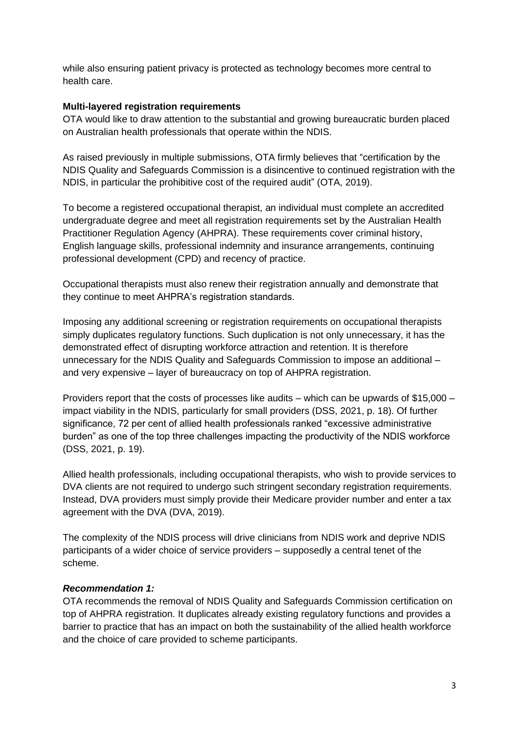while also ensuring patient privacy is protected as technology becomes more central to health care.

**Multi-layered registration requirements**

OTA would like to draw attention to the substantial and growing bureaucratic burden placed on Australian health professionals that operate within the NDIS.

As raised previously in multiple submissions, OTA firmly believes that "certification by the NDIS Quality and Safeguards Commission is a disincentive to continued registration with the NDIS, in particular the prohibitive cost of the required audit" (OTA, 2019).

To become a registered occupational therapist, an individual must complete an accredited undergraduate degree and meet all registration requirements set by the Australian Health Practitioner Regulation Agency (AHPRA). These requirements cover criminal history, English language skills, professional indemnity and insurance arrangements, continuing professional development (CPD) and recency of practice.

Occupational therapists must also renew their registration annually and demonstrate that they continue to meet AHPRA's registration standards.

Imposing any additional screening or registration requirements on occupational therapists simply duplicates regulatory functions. Such duplication is not only unnecessary, it has the demonstrated effect of disrupting workforce attraction and retention. It is therefore unnecessary for the NDIS Quality and Safeguards Commission to impose an additional – and very expensive – layer of bureaucracy on top of AHPRA registration.

Providers report that the costs of processes like audits – which can be upwards of $15,000 – impact viability in the NDIS, particularly for small providers (DSS, 2021, p. 18). Of further significance, 72 per cent of allied health professionals ranked "excessive administrative burden" as one of the top three challenges impacting the productivity of the NDIS workforce (DSS, 2021, p. 19).

Allied health professionals, including occupational therapists, who wish to provide services to DVA clients are not required to undergo such stringent secondary registration requirements. Instead, DVA providers must simply provide their Medicare provider number and enter a tax agreement with the DVA (DVA, 2019).

The complexity of the NDIS process will drive clinicians from NDIS work and deprive NDIS participants of a wider choice of service providers – supposedly a central tenet of the scheme.

***Recommendation 1:***

OTA recommends the removal of NDIS Quality and Safeguards Commission certification on top of AHPRA registration. It duplicates already existing regulatory functions and provides a barrier to practice that has an impact on both the sustainability of the allied health workforce and the choice of care provided to scheme participants.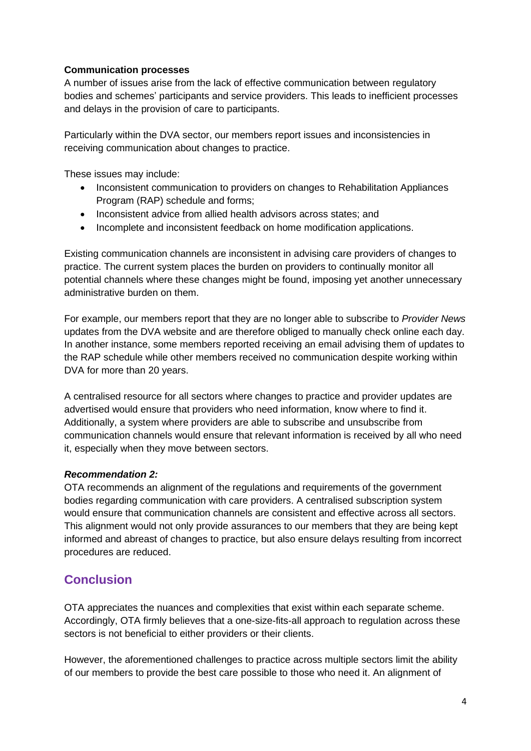**Communication processes**

A number of issues arise from the lack of effective communication between regulatory bodies and schemes' participants and service providers. This leads to inefficient processes and delays in the provision of care to participants.

Particularly within the DVA sector, our members report issues and inconsistencies in receiving communication about changes to practice.

These issues may include:

- Inconsistent communication to providers on changes to Rehabilitation Appliances Program (RAP) schedule and forms;
- Inconsistent advice from allied health advisors across states; and
- Incomplete and inconsistent feedback on home modification applications.

Existing communication channels are inconsistent in advising care providers of changes to practice. The current system places the burden on providers to continually monitor all potential channels where these changes might be found, imposing yet another unnecessary administrative burden on them.

For example, our members report that they are no longer able to subscribe to *Provider News* updates from the DVA website and are therefore obliged to manually check online each day. In another instance, some members reported receiving an email advising them of updates to the RAP schedule while other members received no communication despite working within DVA for more than 20 years.

A centralised resource for all sectors where changes to practice and provider updates are advertised would ensure that providers who need information, know where to find it. Additionally, a system where providers are able to subscribe and unsubscribe from communication channels would ensure that relevant information is received by all who need it, especially when they move between sectors.

***Recommendation 2:***

OTA recommends an alignment of the regulations and requirements of the government bodies regarding communication with care providers. A centralised subscription system would ensure that communication channels are consistent and effective across all sectors. This alignment would not only provide assurances to our members that they are being kept informed and abreast of changes to practice, but also ensure delays resulting from incorrect procedures are reduced.

## Conclusion

OTA appreciates the nuances and complexities that exist within each separate scheme. Accordingly, OTA firmly believes that a one-size-fits-all approach to regulation across these sectors is not beneficial to either providers or their clients.

However, the aforementioned challenges to practice across multiple sectors limit the ability of our members to provide the best care possible to those who need it. An alignment of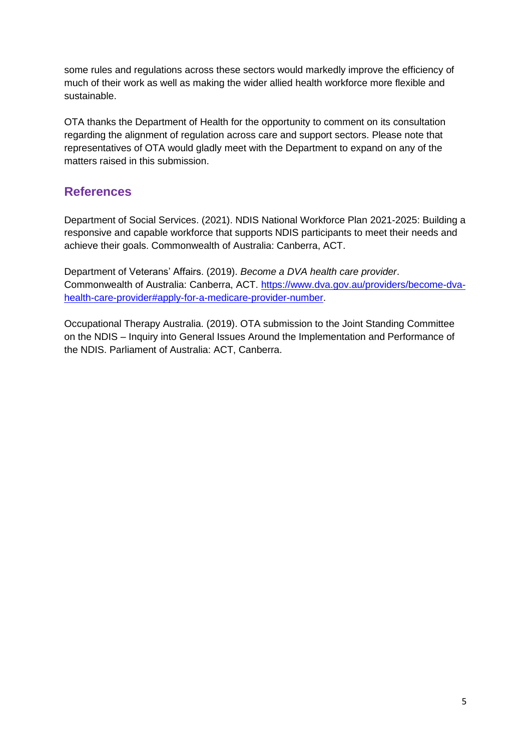some rules and regulations across these sectors would markedly improve the efficiency of much of their work as well as making the wider allied health workforce more flexible and sustainable.

OTA thanks the Department of Health for the opportunity to comment on its consultation regarding the alignment of regulation across care and support sectors. Please note that representatives of OTA would gladly meet with the Department to expand on any of the matters raised in this submission.

## References

Department of Social Services. (2021). NDIS National Workforce Plan 2021-2025: Building a responsive and capable workforce that supports NDIS participants to meet their needs and achieve their goals. Commonwealth of Australia: Canberra, ACT.

Department of Veterans' Affairs. (2019). *Become a DVA health care provider*. Commonwealth of Australia: Canberra, ACT. [https://www.dva.gov.au/providers/become-dva-health-care-provider#apply-for-a-medicare-provider-number](https://www.dva.gov.au/providers/become-dva-health-care-provider#apply-for-a-medicare-provider-number).

Occupational Therapy Australia. (2019). OTA submission to the Joint Standing Committee on the NDIS – Inquiry into General Issues Around the Implementation and Performance of the NDIS. Parliament of Australia: ACT, Canberra.